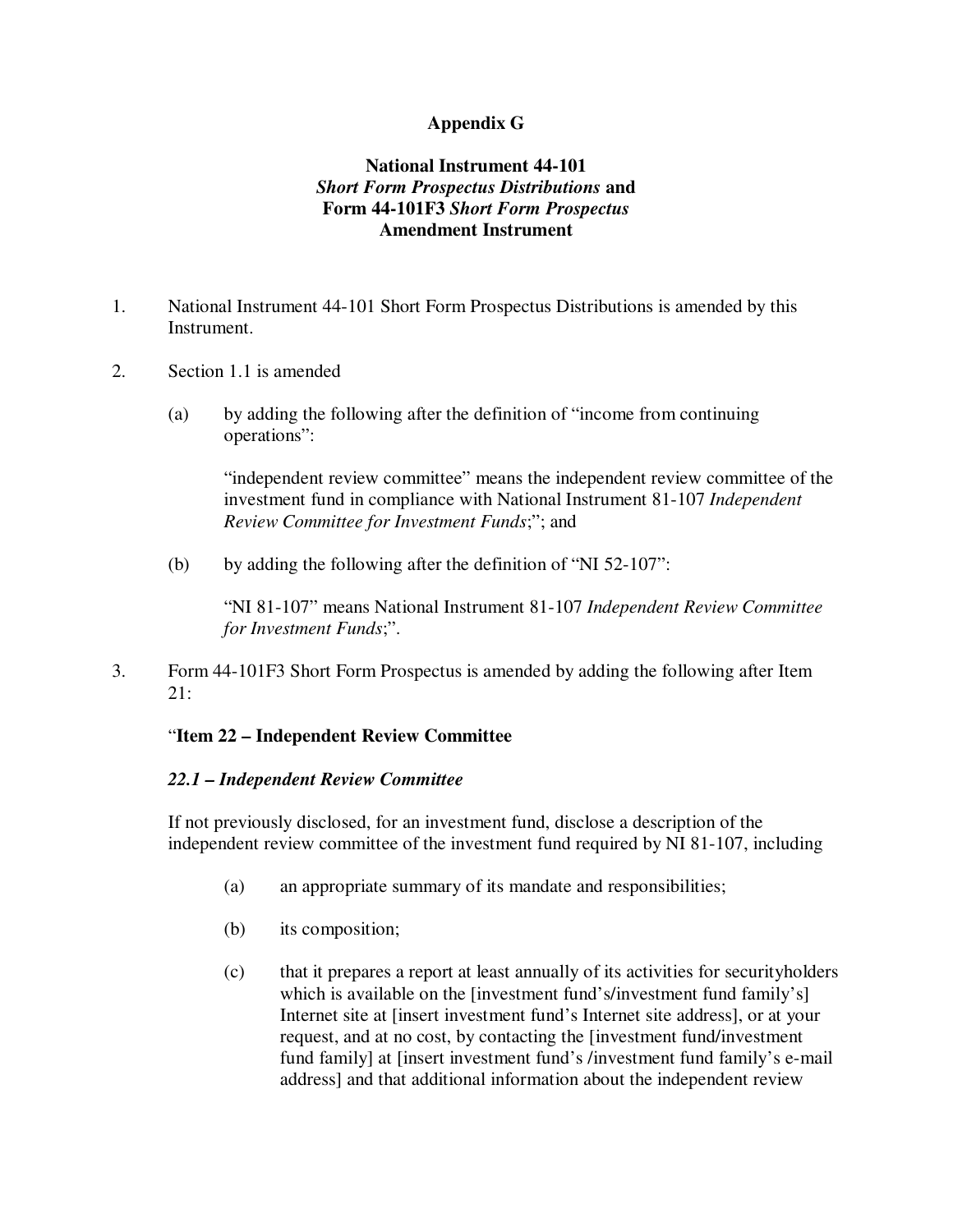# Appendix G

## National Instrument 44-101 *Short Form Prospectus Distributions* and Form 44-101F3 *Short Form Prospectus* Amendment Instrument

1. National Instrument 44-101 Short Form Prospectus Distributions is amended by this Instrument.

2. Section 1.1 is amended

   (a) by adding the following after the definition of "income from continuing operations":

   "independent review committee" means the independent review committee of the investment fund in compliance with National Instrument 81-107 *Independent Review Committee for Investment Funds*;"; and

   (b) by adding the following after the definition of "NI 52-107":

   "NI 81-107" means National Instrument 81-107 *Independent Review Committee for Investment Funds*;".

3. Form 44-101F3 Short Form Prospectus is amended by adding the following after Item 21:

   "**Item 22 – Independent Review Committee**

   ***22.1 – Independent Review Committee***

   If not previously disclosed, for an investment fund, disclose a description of the independent review committee of the investment fund required by NI 81-107, including

   (a) an appropriate summary of its mandate and responsibilities;

   (b) its composition;

   (c) that it prepares a report at least annually of its activities for securityholders which is available on the [investment fund's/investment fund family's] Internet site at [insert investment fund's Internet site address], or at your request, and at no cost, by contacting the [investment fund/investment fund family] at [insert investment fund's /investment fund family's e-mail address] and that additional information about the independent review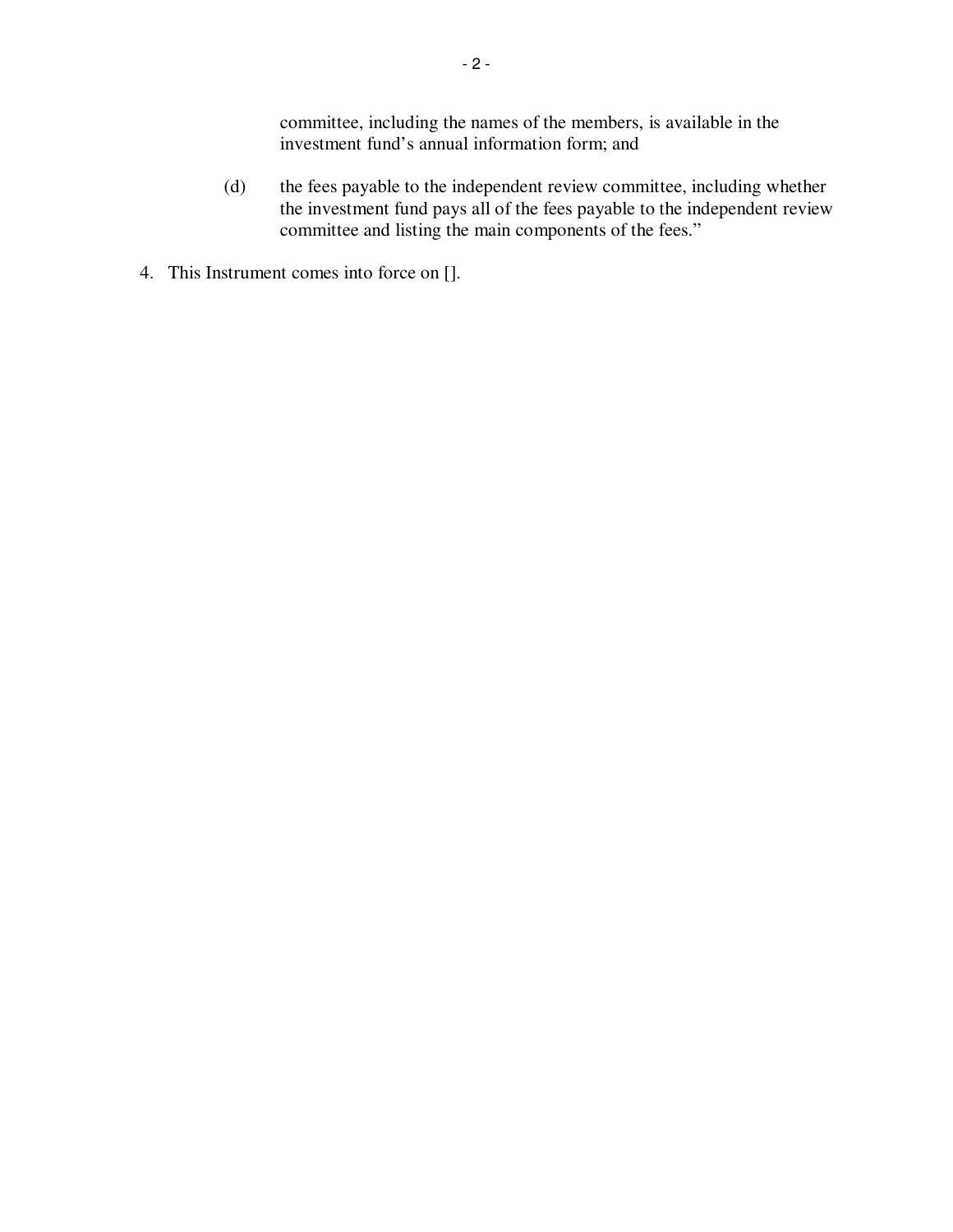committee, including the names of the members, is available in the investment fund's annual information form; and

(d) the fees payable to the independent review committee, including whether the investment fund pays all of the fees payable to the independent review committee and listing the main components of the fees."

4. This Instrument comes into force on [].